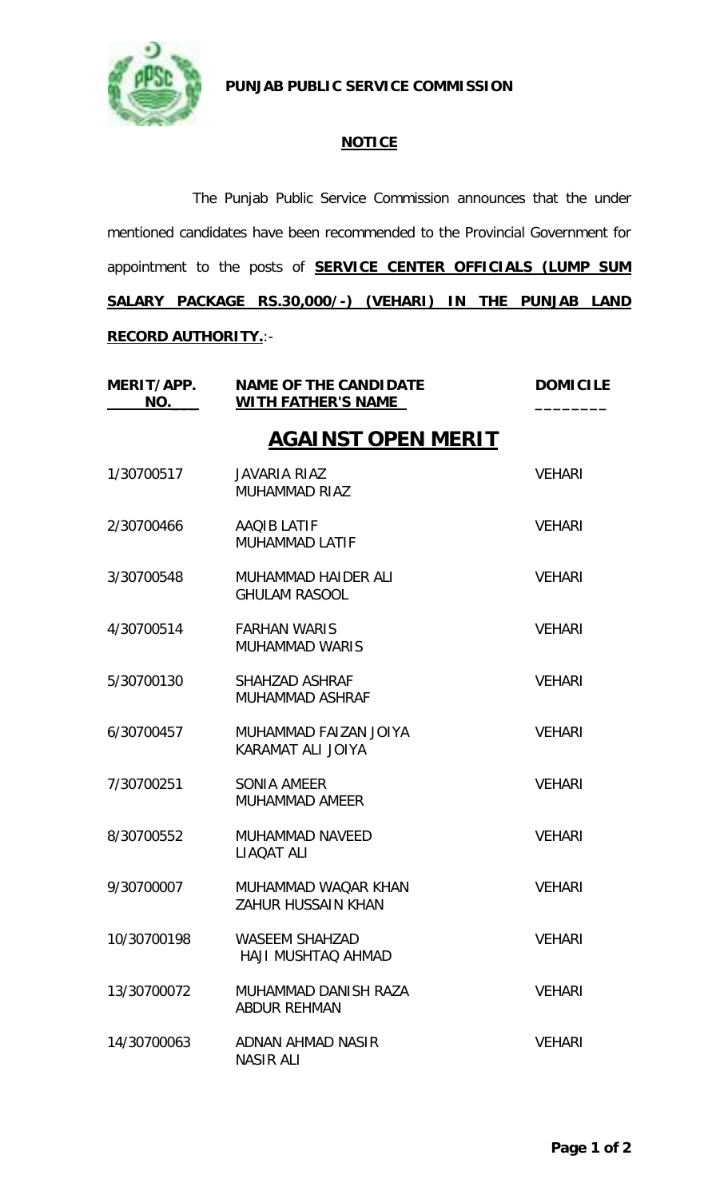**PUNJAB PUBLIC SERVICE COMMISSION**

## NOTICE

The Punjab Public Service Commission announces that the under mentioned candidates have been recommended to the Provincial Government for appointment to the posts of **SERVICE CENTER OFFICIALS (LUMP SUM SALARY PACKAGE RS.30,000/-) (VEHARI) IN THE PUNJAB LAND RECORD AUTHORITY.**:-

| MERIT/APP. NO. | NAME OF THE CANDIDATE WITH FATHER'S NAME | DOMICILE |
|---|---|---|
| | **AGAINST OPEN MERIT** | |
| 1/30700517 | JAVARIA RIAZ<br>MUHAMMAD RIAZ | VEHARI |
| 2/30700466 | AAQIB LATIF<br>MUHAMMAD LATIF | VEHARI |
| 3/30700548 | MUHAMMAD HAIDER ALI<br>GHULAM RASOOL | VEHARI |
| 4/30700514 | FARHAN WARIS<br>MUHAMMAD WARIS | VEHARI |
| 5/30700130 | SHAHZAD ASHRAF<br>MUHAMMAD ASHRAF | VEHARI |
| 6/30700457 | MUHAMMAD FAIZAN JOIYA<br>KARAMAT ALI JOIYA | VEHARI |
| 7/30700251 | SONIA AMEER<br>MUHAMMAD AMEER | VEHARI |
| 8/30700552 | MUHAMMAD NAVEED<br>LIAQAT ALI | VEHARI |
| 9/30700007 | MUHAMMAD WAQAR KHAN<br>ZAHUR HUSSAIN KHAN | VEHARI |
| 10/30700198 | WASEEM SHAHZAD<br>HAJI MUSHTAQ AHMAD | VEHARI |
| 13/30700072 | MUHAMMAD DANISH RAZA<br>ABDUR REHMAN | VEHARI |
| 14/30700063 | ADNAN AHMAD NASIR<br>NASIR ALI | VEHARI |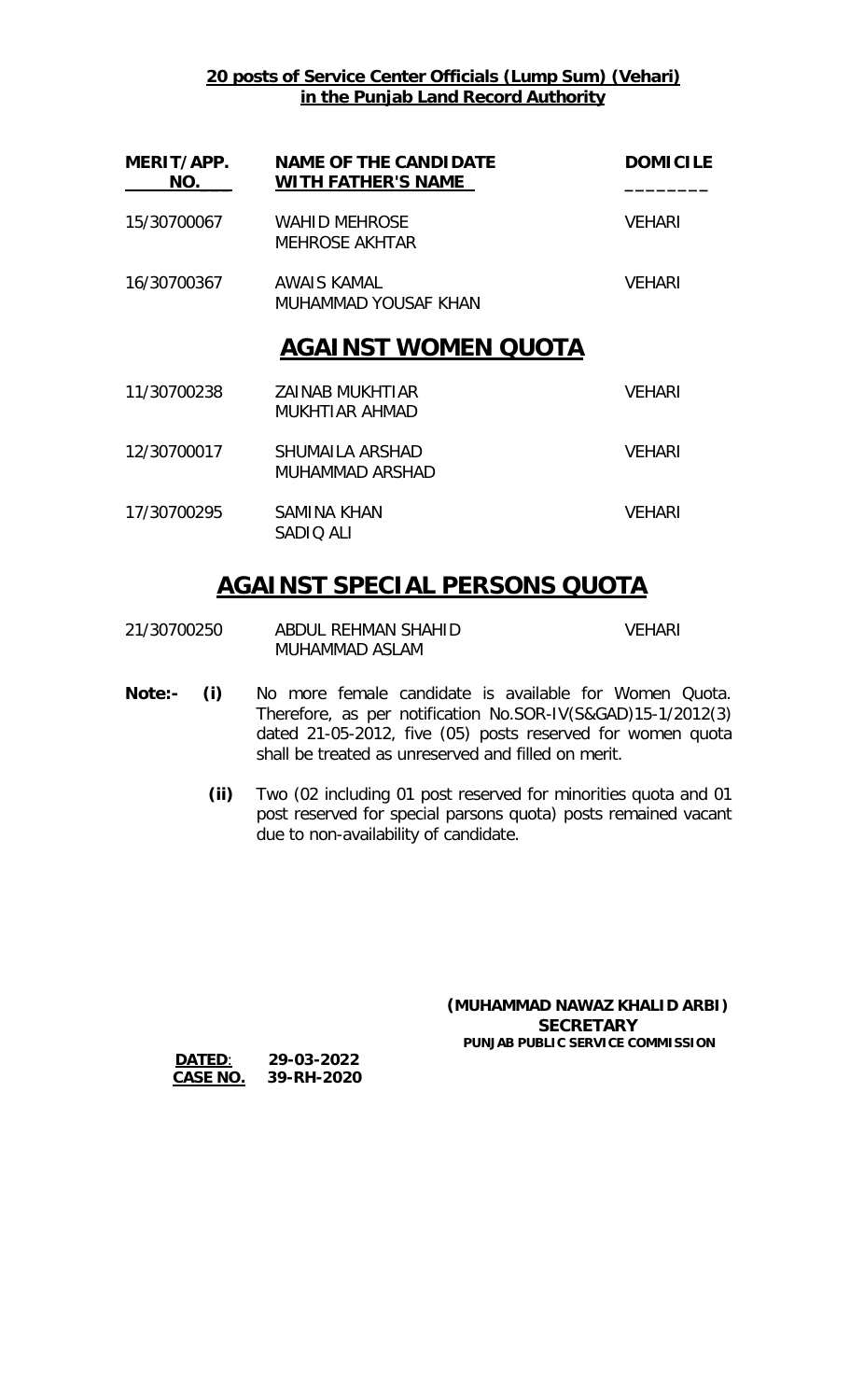**20 posts of Service Center Officials (Lump Sum) (Vehari) in the Punjab Land Record Authority**

| MERIT/APP. NO. | NAME OF THE CANDIDATE WITH FATHER'S NAME | DOMICILE |
|---|---|---|
| 15/30700067 | WAHID MEHROSE<br>MEHROSE AKHTAR | VEHARI |
| 16/30700367 | AWAIS KAMAL<br>MUHAMMAD YOUSAF KHAN | VEHARI |

## AGAINST WOMEN QUOTA

| MERIT/APP. NO. | NAME OF THE CANDIDATE WITH FATHER'S NAME | DOMICILE |
|---|---|---|
| 11/30700238 | ZAINAB MUKHTIAR<br>MUKHTIAR AHMAD | VEHARI |
| 12/30700017 | SHUMAILA ARSHAD<br>MUHAMMAD ARSHAD | VEHARI |
| 17/30700295 | SAMINA KHAN<br>SADIQ ALI | VEHARI |

## AGAINST SPECIAL PERSONS QUOTA

| MERIT/APP. NO. | NAME OF THE CANDIDATE WITH FATHER'S NAME | DOMICILE |
|---|---|---|
| 21/30700250 | ABDUL REHMAN SHAHID<br>MUHAMMAD ASLAM | VEHARI |

**Note:-**

**(i)** No more female candidate is available for Women Quota. Therefore, as per notification No.SOR-IV(S&GAD)15-1/2012(3) dated 21-05-2012, five (05) posts reserved for women quota shall be treated as unreserved and filled on merit.

**(ii)** Two (02 including 01 post reserved for minorities quota and 01 post reserved for special parsons quota) posts remained vacant due to non-availability of candidate.

**(MUHAMMAD NAWAZ KHALID ARBI)**
**SECRETARY**
**PUNJAB PUBLIC SERVICE COMMISSION**

**DATED:** 29-03-2022
**CASE NO.** 39-RH-2020